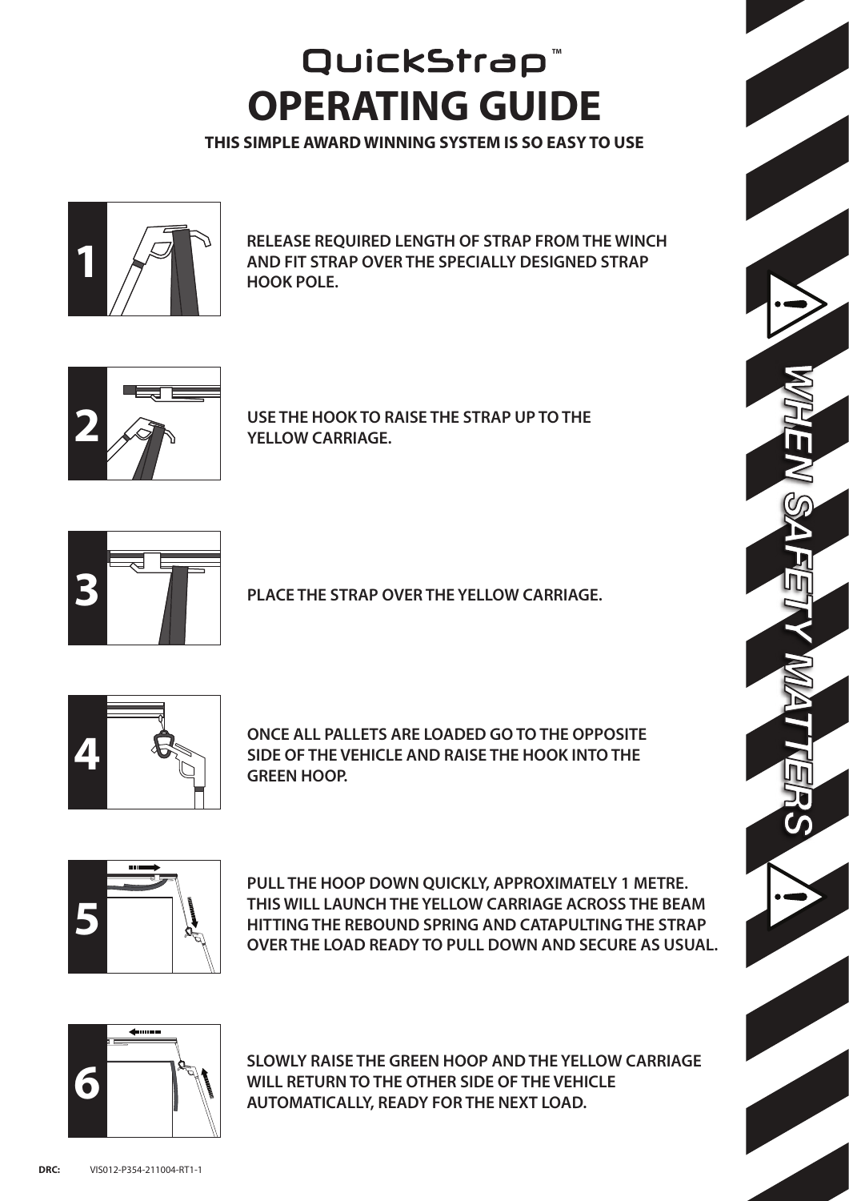# QuickStrap™

# OPERATING GUIDE

**THIS SIMPLE AWARD WINNING SYSTEM IS SO EASY TO USE**

**1** RELEASE REQUIRED LENGTH OF STRAP FROM THE WINCH AND FIT STRAP OVER THE SPECIALLY DESIGNED STRAP HOOK POLE.

**2** USE THE HOOK TO RAISE THE STRAP UP TO THE YELLOW CARRIAGE.

**3** PLACE THE STRAP OVER THE YELLOW CARRIAGE.

**4** ONCE ALL PALLETS ARE LOADED GO TO THE OPPOSITE SIDE OF THE VEHICLE AND RAISE THE HOOK INTO THE GREEN HOOP.

**5** PULL THE HOOP DOWN QUICKLY, APPROXIMATELY 1 METRE. THIS WILL LAUNCH THE YELLOW CARRIAGE ACROSS THE BEAM HITTING THE REBOUND SPRING AND CATAPULTING THE STRAP OVER THE LOAD READY TO PULL DOWN AND SECURE AS USUAL.

**6** SLOWLY RAISE THE GREEN HOOP AND THE YELLOW CARRIAGE WILL RETURN TO THE OTHER SIDE OF THE VEHICLE AUTOMATICALLY, READY FOR THE NEXT LOAD.

**WHEN SAFETY MATTERS**

**DRC:** VIS012-P354-211004-RT1-1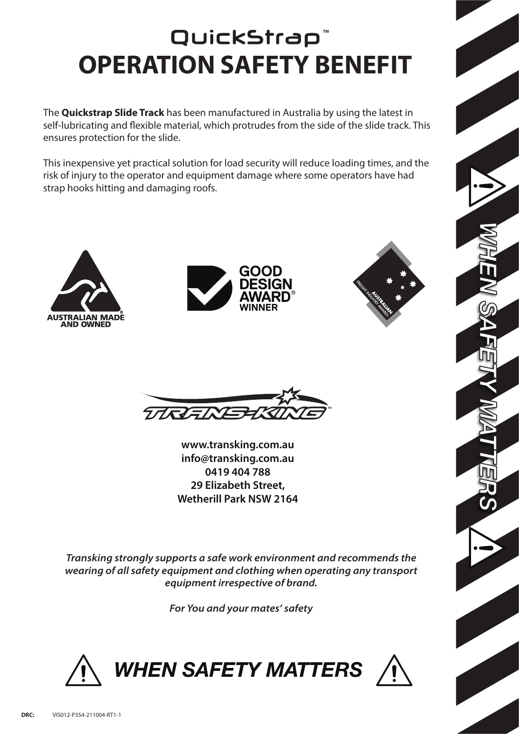# QuickStrap™

# OPERATION SAFETY BENEFIT

The **Quickstrap Slide Track** has been manufactured in Australia by using the latest in self-lubricating and flexible material, which protrudes from the side of the slide track. This ensures protection for the slide.

This inexpensive yet practical solution for load security will reduce loading times, and the risk of injury to the operator and equipment damage where some operators have had strap hooks hitting and damaging roofs.

AUSTRALIAN MADE AND OWNED

GOOD DESIGN AWARD® WINNER

AUSTRALIAN FREIGHT INDUSTRY AWARDS

TRANS-KING™

**www.transking.com.au**
**info@transking.com.au**
**0419 404 788**
**29 Elizabeth Street,**
**Wetherill Park NSW 2164**

***Transking strongly supports a safe work environment and recommends the wearing of all safety equipment and clothing when operating any transport equipment irrespective of brand.***

***For You and your mates' safety***

## WHEN SAFETY MATTERS

WHEN SAFETY MATTERS

**DRC:** VIS012-P354-211004-RT1-1